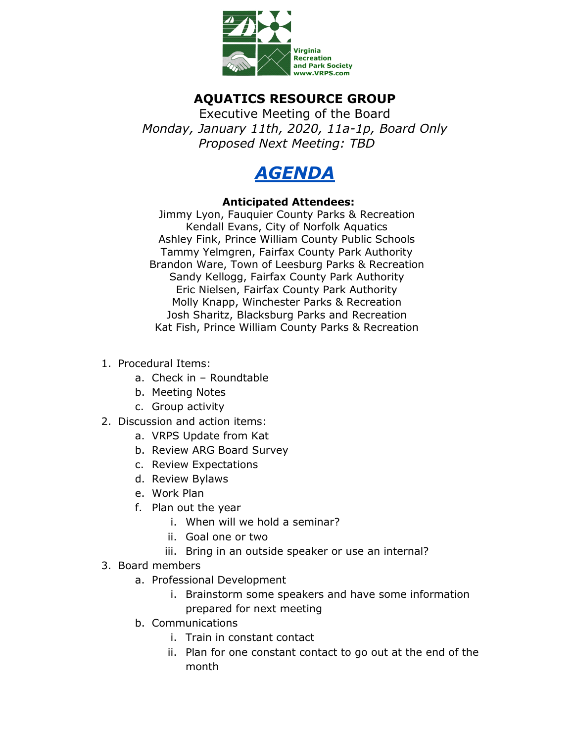Virginia Recreation and Park Society
www.VRPS.com

# AQUATICS RESOURCE GROUP

Executive Meeting of the Board

*Monday, January 11th, 2020, 11a-1p, Board Only*

*Proposed Next Meeting: TBD*

## *AGENDA*

**Anticipated Attendees:**

Jimmy Lyon, Fauquier County Parks & Recreation
Kendall Evans, City of Norfolk Aquatics
Ashley Fink, Prince William County Public Schools
Tammy Yelmgren, Fairfax County Park Authority
Brandon Ware, Town of Leesburg Parks & Recreation
Sandy Kellogg, Fairfax County Park Authority
Eric Nielsen, Fairfax County Park Authority
Molly Knapp, Winchester Parks & Recreation
Josh Sharitz, Blacksburg Parks and Recreation
Kat Fish, Prince William County Parks & Recreation

1. Procedural Items:
    a. Check in – Roundtable
    b. Meeting Notes
    c. Group activity
2. Discussion and action items:
    a. VRPS Update from Kat
    b. Review ARG Board Survey
    c. Review Expectations
    d. Review Bylaws
    e. Work Plan
    f. Plan out the year
        i. When will we hold a seminar?
        ii. Goal one or two
        iii. Bring in an outside speaker or use an internal?
3. Board members
    a. Professional Development
        i. Brainstorm some speakers and have some information prepared for next meeting
    b. Communications
        i. Train in constant contact
        ii. Plan for one constant contact to go out at the end of the month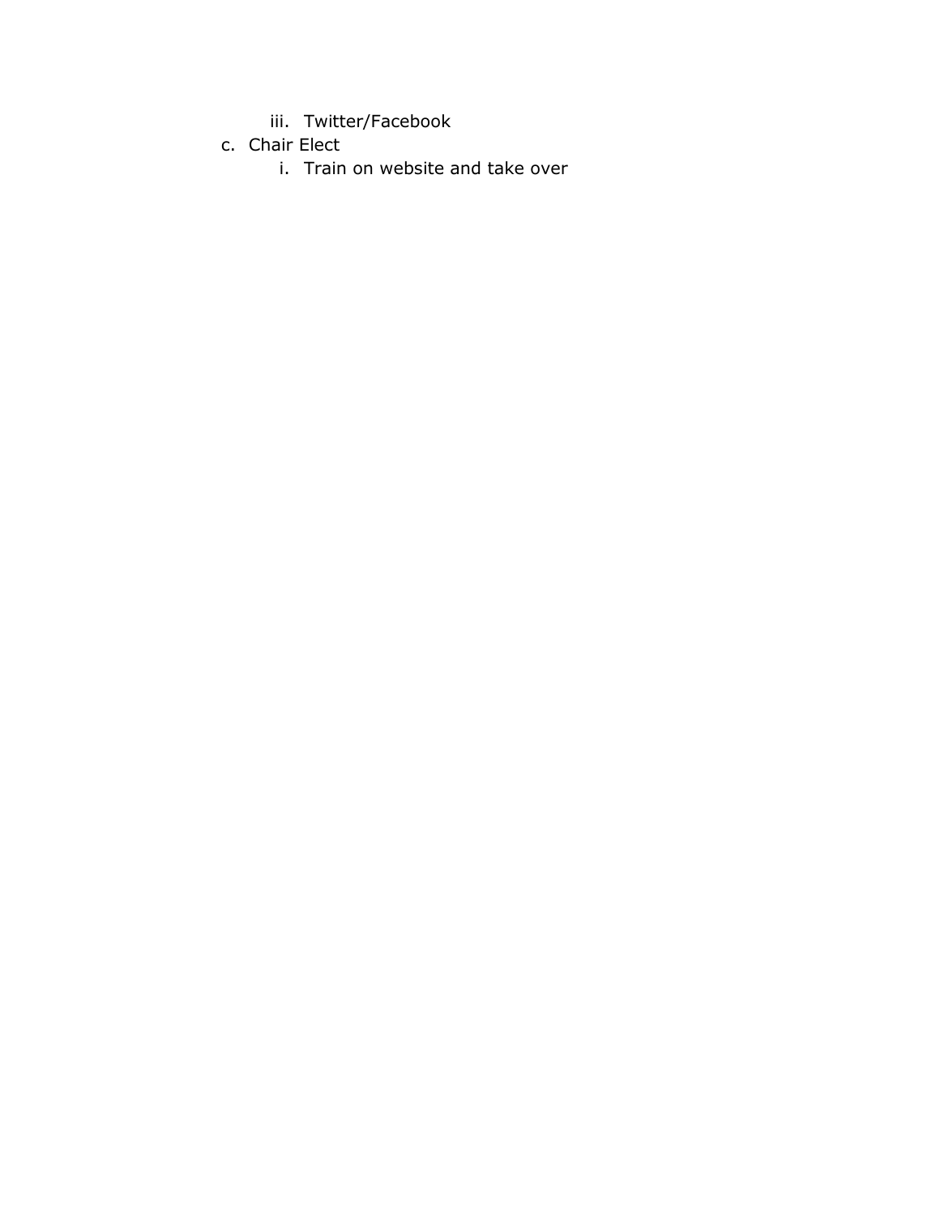iii. Twitter/Facebook

c. Chair Elect

   i. Train on website and take over